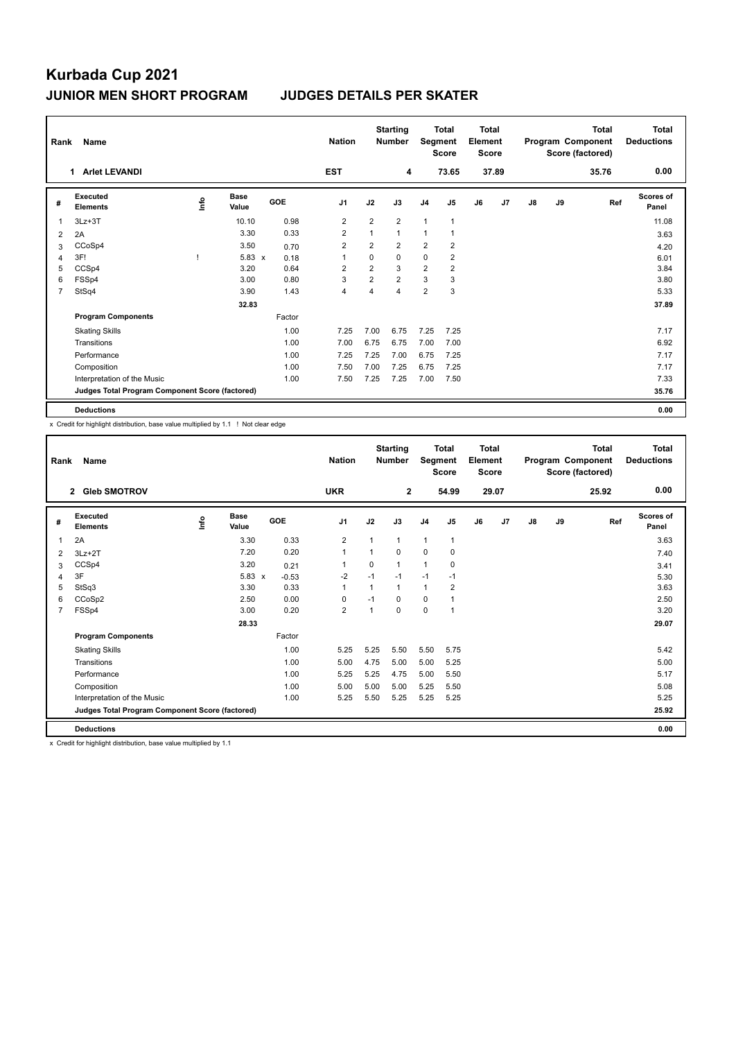# Kurbada Cup 2021

## JUNIOR MEN SHORT PROGRAM　　JUDGES DETAILS PER SKATER

| Rank | Name | Nation | Starting Number | Total Segment Score | Total Element Score | Total Program Component Score (factored) | Total Deductions |
|---|---|---|---|---|---|---|---|
| 1 | Arlet LEVANDI | EST | 4 | 73.65 | 37.89 | 35.76 | 0.00 |

| # | Executed Elements | Info | Base Value | | GOE | J1 | J2 | J3 | J4 | J5 | J6 | J7 | J8 | J9 | Ref | Scores of Panel |
|---|---|---|---|---|---|---|---|---|---|---|---|---|---|---|---|---|
| 1 | 3Lz+3T | | 10.10 | | 0.98 | 2 | 2 | 2 | 1 | 1 | | | | | | 11.08 |
| 2 | 2A | | 3.30 | | 0.33 | 2 | 1 | 1 | 1 | 1 | | | | | | 3.63 |
| 3 | CCoSp4 | | 3.50 | | 0.70 | 2 | 2 | 2 | 2 | 2 | | | | | | 4.20 |
| 4 | 3F! | ! | 5.83 | x | 0.18 | 1 | 0 | 0 | 0 | 2 | | | | | | 6.01 |
| 5 | CCSp4 | | 3.20 | | 0.64 | 2 | 2 | 3 | 2 | 2 | | | | | | 3.84 |
| 6 | FSSp4 | | 3.00 | | 0.80 | 3 | 2 | 2 | 3 | 3 | | | | | | 3.80 |
| 7 | StSq4 | | 3.90 | | 1.43 | 4 | 4 | 4 | 2 | 3 | | | | | | 5.33 |
| | | | 32.83 | | | | | | | | | | | | | 37.89 |
| | **Program Components** | | | | Factor | | | | | | | | | | | |
| | Skating Skills | | | | 1.00 | 7.25 | 7.00 | 6.75 | 7.25 | 7.25 | | | | | | 7.17 |
| | Transitions | | | | 1.00 | 7.00 | 6.75 | 6.75 | 7.00 | 7.00 | | | | | | 6.92 |
| | Performance | | | | 1.00 | 7.25 | 7.25 | 7.00 | 6.75 | 7.25 | | | | | | 7.17 |
| | Composition | | | | 1.00 | 7.50 | 7.00 | 7.25 | 6.75 | 7.25 | | | | | | 7.17 |
| | Interpretation of the Music | | | | 1.00 | 7.50 | 7.25 | 7.25 | 7.00 | 7.50 | | | | | | 7.33 |
| | **Judges Total Program Component Score (factored)** | | | | | | | | | | | | | | | 35.76 |
| | **Deductions** | | | | | | | | | | | | | | | 0.00 |

x Credit for highlight distribution, base value multiplied by 1.1 ! Not clear edge

| Rank | Name | Nation | Starting Number | Total Segment Score | Total Element Score | Total Program Component Score (factored) | Total Deductions |
|---|---|---|---|---|---|---|---|
| 2 | Gleb SMOTROV | UKR | 2 | 54.99 | 29.07 | 25.92 | 0.00 |

| # | Executed Elements | Info | Base Value | | GOE | J1 | J2 | J3 | J4 | J5 | J6 | J7 | J8 | J9 | Ref | Scores of Panel |
|---|---|---|---|---|---|---|---|---|---|---|---|---|---|---|---|---|
| 1 | 2A | | 3.30 | | 0.33 | 2 | 1 | 1 | 1 | 1 | | | | | | 3.63 |
| 2 | 3Lz+2T | | 7.20 | | 0.20 | 1 | 1 | 0 | 0 | 0 | | | | | | 7.40 |
| 3 | CCSp4 | | 3.20 | | 0.21 | 1 | 0 | 1 | 1 | 0 | | | | | | 3.41 |
| 4 | 3F | | 5.83 | x | -0.53 | -2 | -1 | -1 | -1 | -1 | | | | | | 5.30 |
| 5 | StSq3 | | 3.30 | | 0.33 | 1 | 1 | 1 | 1 | 2 | | | | | | 3.63 |
| 6 | CCoSp2 | | 2.50 | | 0.00 | 0 | -1 | 0 | 0 | 1 | | | | | | 2.50 |
| 7 | FSSp4 | | 3.00 | | 0.20 | 2 | 1 | 0 | 0 | 1 | | | | | | 3.20 |
| | | | 28.33 | | | | | | | | | | | | | 29.07 |
| | **Program Components** | | | | Factor | | | | | | | | | | | |
| | Skating Skills | | | | 1.00 | 5.25 | 5.25 | 5.50 | 5.50 | 5.75 | | | | | | 5.42 |
| | Transitions | | | | 1.00 | 5.00 | 4.75 | 5.00 | 5.00 | 5.25 | | | | | | 5.00 |
| | Performance | | | | 1.00 | 5.25 | 5.25 | 4.75 | 5.00 | 5.50 | | | | | | 5.17 |
| | Composition | | | | 1.00 | 5.00 | 5.00 | 5.00 | 5.25 | 5.50 | | | | | | 5.08 |
| | Interpretation of the Music | | | | 1.00 | 5.25 | 5.50 | 5.25 | 5.25 | 5.25 | | | | | | 5.25 |
| | **Judges Total Program Component Score (factored)** | | | | | | | | | | | | | | | 25.92 |
| | **Deductions** | | | | | | | | | | | | | | | 0.00 |

x Credit for highlight distribution, base value multiplied by 1.1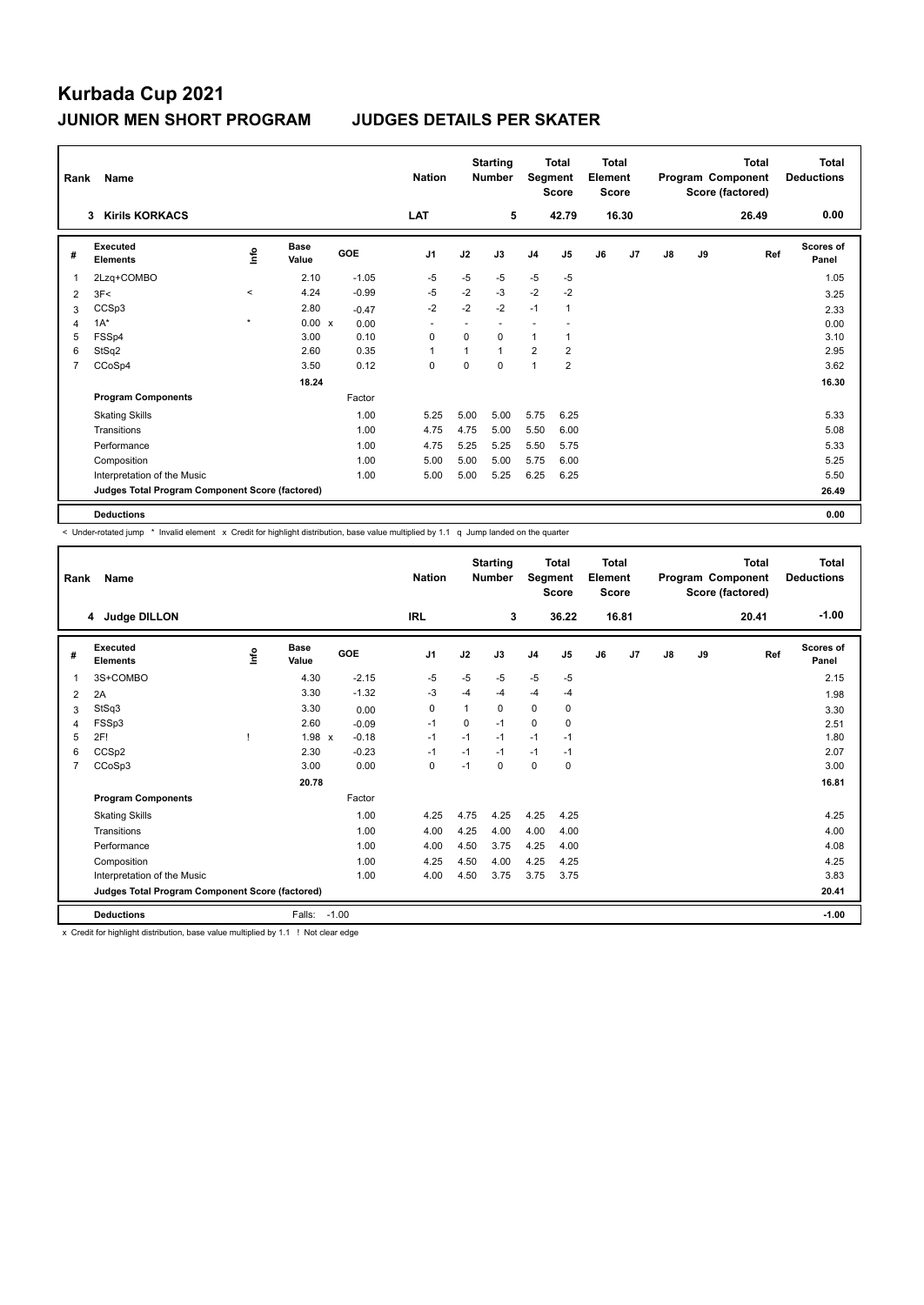# Kurbada Cup 2021

## JUNIOR MEN SHORT PROGRAM JUDGES DETAILS PER SKATER

| Rank | Name | Nation | Starting Number | Total Segment Score | Total Element Score | Total Program Component Score (factored) | Total Deductions |
|---|---|---|---|---|---|---|---|
| 3 | Kirils KORKACS | LAT | 5 | 42.79 | 16.30 | 26.49 | 0.00 |

| # | Executed Elements | Info | Base Value | | GOE | J1 | J2 | J3 | J4 | J5 | J6 | J7 | J8 | J9 | Ref | Scores of Panel |
|---|---|---|---|---|---|---|---|---|---|---|---|---|---|---|---|---|
| 1 | 2Lzq+COMBO | | 2.10 | | -1.05 | -5 | -5 | -5 | -5 | -5 | | | | | | 1.05 |
| 2 | 3F< | < | 4.24 | | -0.99 | -5 | -2 | -3 | -2 | -2 | | | | | | 3.25 |
| 3 | CCSp3 | | 2.80 | | -0.47 | -2 | -2 | -2 | -1 | 1 | | | | | | 2.33 |
| 4 | 1A* | * | 0.00 | x | 0.00 | - | - | - | - | - | | | | | | 0.00 |
| 5 | FSSp4 | | 3.00 | | 0.10 | 0 | 0 | 0 | 1 | 1 | | | | | | 3.10 |
| 6 | StSq2 | | 2.60 | | 0.35 | 1 | 1 | 1 | 2 | 2 | | | | | | 2.95 |
| 7 | CCoSp4 | | 3.50 | | 0.12 | 0 | 0 | 0 | 1 | 2 | | | | | | 3.62 |
| | | | 18.24 | | | | | | | | | | | | | 16.30 |
| | **Program Components** | | | | Factor | | | | | | | | | | | |
| | Skating Skills | | | | 1.00 | 5.25 | 5.00 | 5.00 | 5.75 | 6.25 | | | | | | 5.33 |
| | Transitions | | | | 1.00 | 4.75 | 4.75 | 5.00 | 5.50 | 6.00 | | | | | | 5.08 |
| | Performance | | | | 1.00 | 4.75 | 5.25 | 5.25 | 5.50 | 5.75 | | | | | | 5.33 |
| | Composition | | | | 1.00 | 5.00 | 5.00 | 5.00 | 5.75 | 6.00 | | | | | | 5.25 |
| | Interpretation of the Music | | | | 1.00 | 5.00 | 5.00 | 5.25 | 6.25 | 6.25 | | | | | | 5.50 |
| | **Judges Total Program Component Score (factored)** | | | | | | | | | | | | | | | 26.49 |
| | **Deductions** | | | | | | | | | | | | | | | 0.00 |

< Under-rotated jump * Invalid element x Credit for highlight distribution, base value multiplied by 1.1 q Jump landed on the quarter

| Rank | Name | Nation | Starting Number | Total Segment Score | Total Element Score | Total Program Component Score (factored) | Total Deductions |
|---|---|---|---|---|---|---|---|
| 4 | Judge DILLON | IRL | 3 | 36.22 | 16.81 | 20.41 | -1.00 |

| # | Executed Elements | Info | Base Value | | GOE | J1 | J2 | J3 | J4 | J5 | J6 | J7 | J8 | J9 | Ref | Scores of Panel |
|---|---|---|---|---|---|---|---|---|---|---|---|---|---|---|---|---|
| 1 | 3S+COMBO | | 4.30 | | -2.15 | -5 | -5 | -5 | -5 | -5 | | | | | | 2.15 |
| 2 | 2A | | 3.30 | | -1.32 | -3 | -4 | -4 | -4 | -4 | | | | | | 1.98 |
| 3 | StSq3 | | 3.30 | | 0.00 | 0 | 1 | 0 | 0 | 0 | | | | | | 3.30 |
| 4 | FSSp3 | | 2.60 | | -0.09 | -1 | 0 | -1 | 0 | 0 | | | | | | 2.51 |
| 5 | 2F! | ! | 1.98 | x | -0.18 | -1 | -1 | -1 | -1 | -1 | | | | | | 1.80 |
| 6 | CCSp2 | | 2.30 | | -0.23 | -1 | -1 | -1 | -1 | -1 | | | | | | 2.07 |
| 7 | CCoSp3 | | 3.00 | | 0.00 | 0 | -1 | 0 | 0 | 0 | | | | | | 3.00 |
| | | | 20.78 | | | | | | | | | | | | | 16.81 |
| | **Program Components** | | | | Factor | | | | | | | | | | | |
| | Skating Skills | | | | 1.00 | 4.25 | 4.75 | 4.25 | 4.25 | 4.25 | | | | | | 4.25 |
| | Transitions | | | | 1.00 | 4.00 | 4.25 | 4.00 | 4.00 | 4.00 | | | | | | 4.00 |
| | Performance | | | | 1.00 | 4.00 | 4.50 | 3.75 | 4.25 | 4.00 | | | | | | 4.08 |
| | Composition | | | | 1.00 | 4.25 | 4.50 | 4.00 | 4.25 | 4.25 | | | | | | 4.25 |
| | Interpretation of the Music | | | | 1.00 | 4.00 | 4.50 | 3.75 | 3.75 | 3.75 | | | | | | 3.83 |
| | **Judges Total Program Component Score (factored)** | | | | | | | | | | | | | | | 20.41 |
| | **Deductions** | | Falls: | | -1.00 | | | | | | | | | | | -1.00 |

x Credit for highlight distribution, base value multiplied by 1.1 ! Not clear edge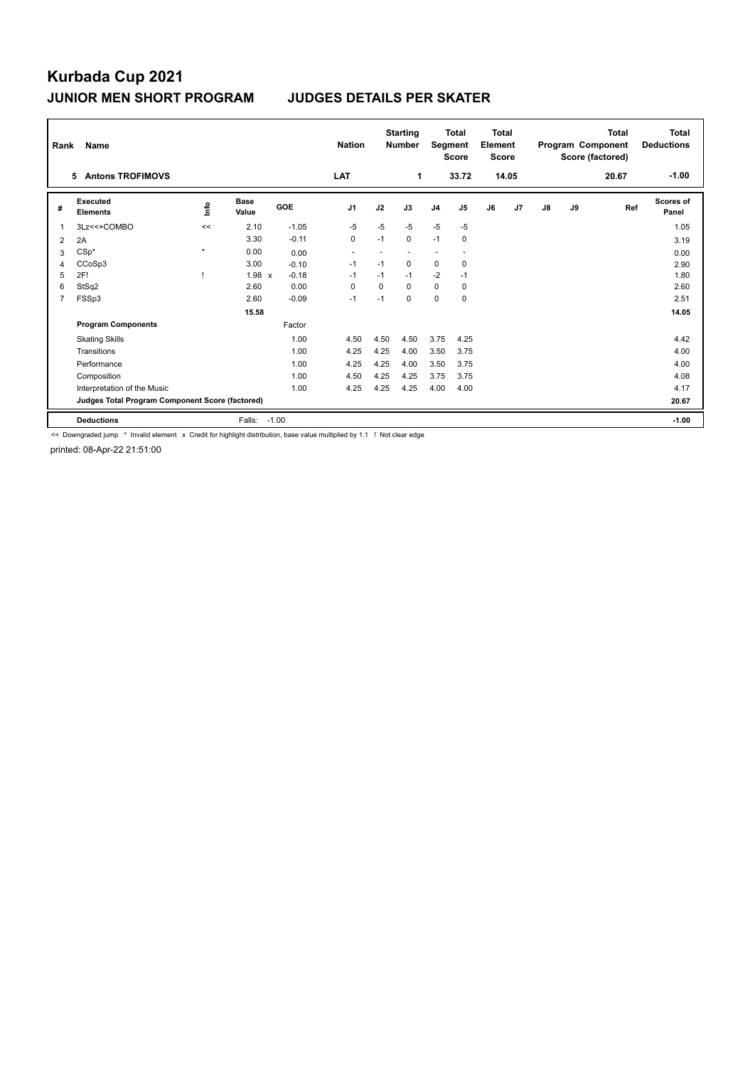# Kurbada Cup 2021

## JUNIOR MEN SHORT PROGRAM — JUDGES DETAILS PER SKATER

| Rank | Name | Nation | Starting Number | Total Segment Score | Total Element Score | Total Program Component Score (factored) | Total Deductions |
|---|---|---|---|---|---|---|---|
| 5 | Antons TROFIMOVS | LAT | 1 | 33.72 | 14.05 | 20.67 | -1.00 |

| # | Executed Elements | Info | Base Value | | GOE | J1 | J2 | J3 | J4 | J5 | J6 | J7 | J8 | J9 | Ref | Scores of Panel |
|---|---|---|---|---|---|---|---|---|---|---|---|---|---|---|---|---|
| 1 | 3Lz<<+COMBO | << | 2.10 | | -1.05 | -5 | -5 | -5 | -5 | -5 | | | | | | 1.05 |
| 2 | 2A | | 3.30 | | -0.11 | 0 | -1 | 0 | -1 | 0 | | | | | | 3.19 |
| 3 | CSp* | * | 0.00 | | 0.00 | - | - | - | - | - | | | | | | 0.00 |
| 4 | CCoSp3 | | 3.00 | | -0.10 | -1 | -1 | 0 | 0 | 0 | | | | | | 2.90 |
| 5 | 2F! | ! | 1.98 | x | -0.18 | -1 | -1 | -1 | -2 | -1 | | | | | | 1.80 |
| 6 | StSq2 | | 2.60 | | 0.00 | 0 | 0 | 0 | 0 | 0 | | | | | | 2.60 |
| 7 | FSSp3 | | 2.60 | | -0.09 | -1 | -1 | 0 | 0 | 0 | | | | | | 2.51 |
| | | | 15.58 | | | | | | | | | | | | | 14.05 |
| | **Program Components** | | | | Factor | | | | | | | | | | | |
| | Skating Skills | | | | 1.00 | 4.50 | 4.50 | 4.50 | 3.75 | 4.25 | | | | | | 4.42 |
| | Transitions | | | | 1.00 | 4.25 | 4.25 | 4.00 | 3.50 | 3.75 | | | | | | 4.00 |
| | Performance | | | | 1.00 | 4.25 | 4.25 | 4.00 | 3.50 | 3.75 | | | | | | 4.00 |
| | Composition | | | | 1.00 | 4.50 | 4.25 | 4.25 | 3.75 | 3.75 | | | | | | 4.08 |
| | Interpretation of the Music | | | | 1.00 | 4.25 | 4.25 | 4.25 | 4.00 | 4.00 | | | | | | 4.17 |
| | **Judges Total Program Component Score (factored)** | | | | | | | | | | | | | | | 20.67 |
| | **Deductions** | | Falls: | | -1.00 | | | | | | | | | | | -1.00 |

<< Downgraded jump * Invalid element x Credit for highlight distribution, base value multiplied by 1.1 ! Not clear edge

printed: 08-Apr-22 21:51:00